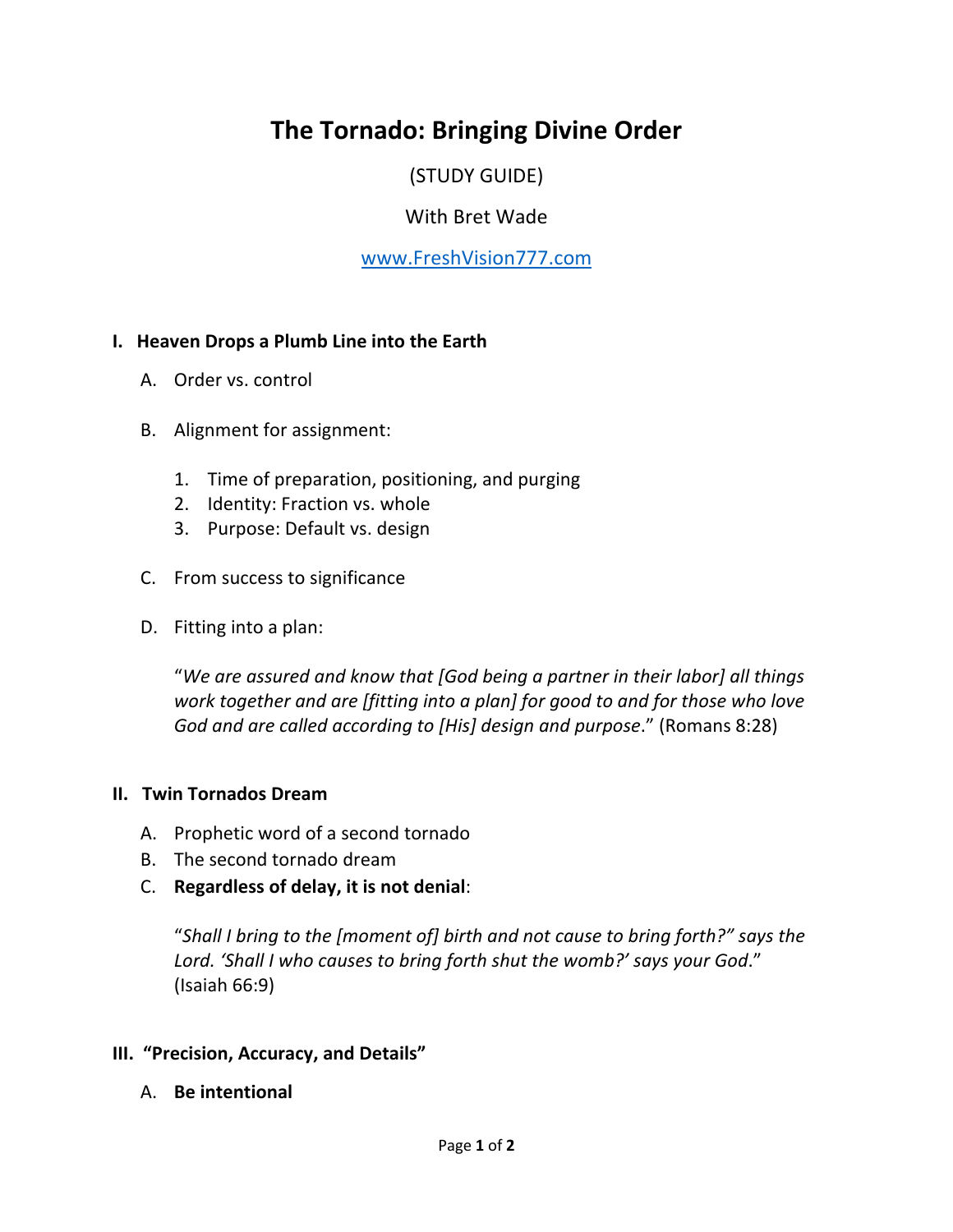# The Tornado: Bringing Divine Order

(STUDY GUIDE)

With Bret Wade

www.FreshVision777.com

## I. Heaven Drops a Plumb Line into the Earth

A. Order vs. control

B. Alignment for assignment:

1. Time of preparation, positioning, and purging
2. Identity: Fraction vs. whole
3. Purpose: Default vs. design

C. From success to significance

D. Fitting into a plan:

"*We are assured and know that [God being a partner in their labor] all things work together and are [fitting into a plan] for good to and for those who love God and are called according to [His] design and purpose*." (Romans 8:28)

## II. Twin Tornados Dream

A. Prophetic word of a second tornado

B. The second tornado dream

C. **Regardless of delay, it is not denial**:

"*Shall I bring to the [moment of] birth and not cause to bring forth?" says the Lord. 'Shall I who causes to bring forth shut the womb?' says your God*." (Isaiah 66:9)

## III. "Precision, Accuracy, and Details"

A. **Be intentional**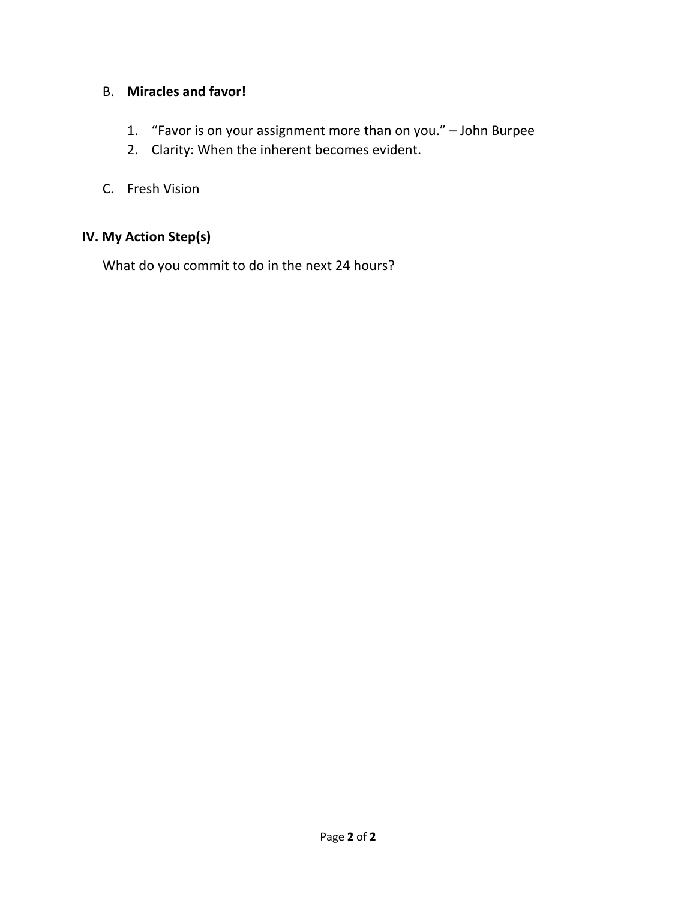B. **Miracles and favor!**

1. "Favor is on your assignment more than on you." – John Burpee
2. Clarity: When the inherent becomes evident.

C. Fresh Vision

## IV. My Action Step(s)

What do you commit to do in the next 24 hours?